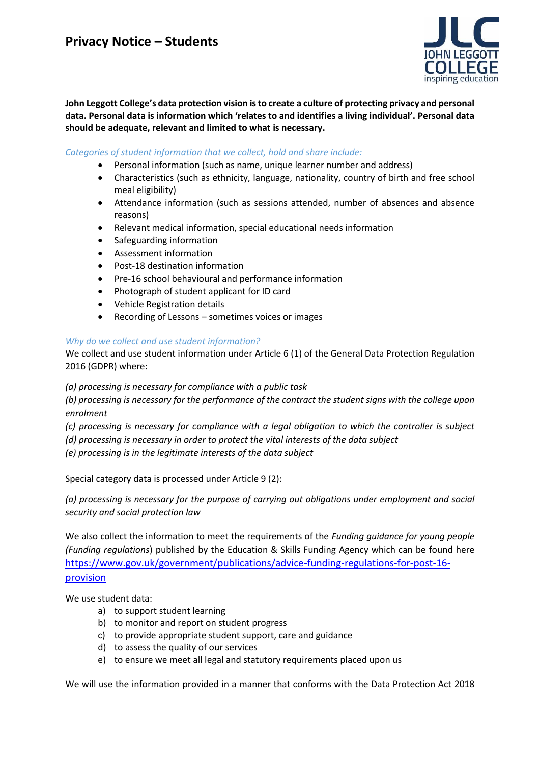# Privacy Notice – Students

**John Leggott College's data protection vision is to create a culture of protecting privacy and personal data. Personal data is information which 'relates to and identifies a living individual'. Personal data should be adequate, relevant and limited to what is necessary.**

*Categories of student information that we collect, hold and share include:*

- Personal information (such as name, unique learner number and address)
- Characteristics (such as ethnicity, language, nationality, country of birth and free school meal eligibility)
- Attendance information (such as sessions attended, number of absences and absence reasons)
- Relevant medical information, special educational needs information
- Safeguarding information
- Assessment information
- Post-18 destination information
- Pre-16 school behavioural and performance information
- Photograph of student applicant for ID card
- Vehicle Registration details
- Recording of Lessons – sometimes voices or images

*Why do we collect and use student information?*

We collect and use student information under Article 6 (1) of the General Data Protection Regulation 2016 (GDPR) where:

*(a) processing is necessary for compliance with a public task*
*(b) processing is necessary for the performance of the contract the student signs with the college upon enrolment*
*(c) processing is necessary for compliance with a legal obligation to which the controller is subject*
*(d) processing is necessary in order to protect the vital interests of the data subject*
*(e) processing is in the legitimate interests of the data subject*

Special category data is processed under Article 9 (2):

*(a) processing is necessary for the purpose of carrying out obligations under employment and social security and social protection law*

We also collect the information to meet the requirements of the *Funding guidance for young people (Funding regulations*) published by the Education & Skills Funding Agency which can be found here https://www.gov.uk/government/publications/advice-funding-regulations-for-post-16-provision

We use student data:

a) to support student learning
b) to monitor and report on student progress
c) to provide appropriate student support, care and guidance
d) to assess the quality of our services
e) to ensure we meet all legal and statutory requirements placed upon us

We will use the information provided in a manner that conforms with the Data Protection Act 2018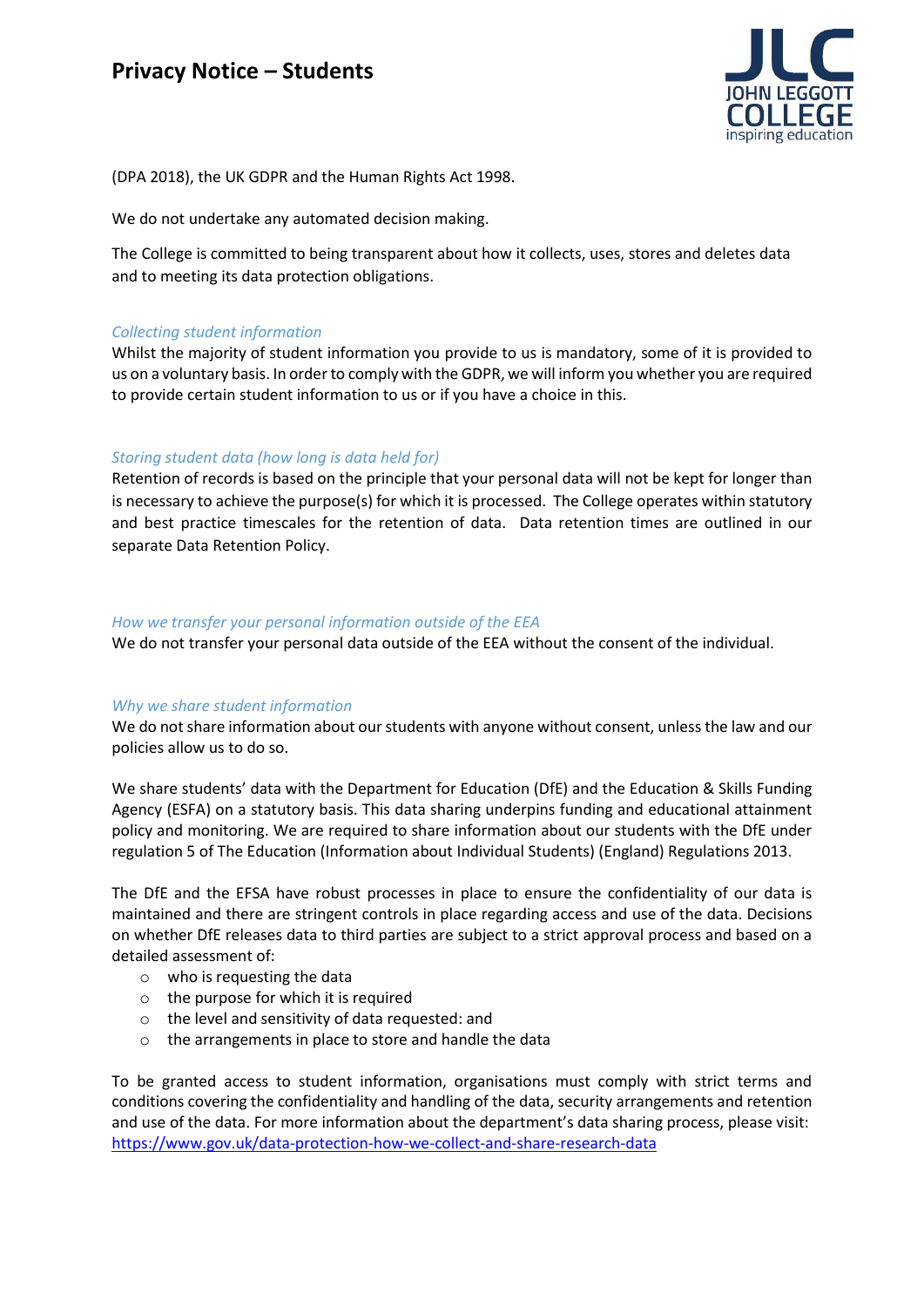(DPA 2018), the UK GDPR and the Human Rights Act 1998.

We do not undertake any automated decision making.

The College is committed to being transparent about how it collects, uses, stores and deletes data and to meeting its data protection obligations.

*Collecting student information*

Whilst the majority of student information you provide to us is mandatory, some of it is provided to us on a voluntary basis. In order to comply with the GDPR, we will inform you whether you are required to provide certain student information to us or if you have a choice in this.

*Storing student data (how long is data held for)*

Retention of records is based on the principle that your personal data will not be kept for longer than is necessary to achieve the purpose(s) for which it is processed. The College operates within statutory and best practice timescales for the retention of data. Data retention times are outlined in our separate Data Retention Policy.

*How we transfer your personal information outside of the EEA*

We do not transfer your personal data outside of the EEA without the consent of the individual.

*Why we share student information*

We do not share information about our students with anyone without consent, unless the law and our policies allow us to do so.

We share students' data with the Department for Education (DfE) and the Education & Skills Funding Agency (ESFA) on a statutory basis. This data sharing underpins funding and educational attainment policy and monitoring. We are required to share information about our students with the DfE under regulation 5 of The Education (Information about Individual Students) (England) Regulations 2013.

The DfE and the EFSA have robust processes in place to ensure the confidentiality of our data is maintained and there are stringent controls in place regarding access and use of the data. Decisions on whether DfE releases data to third parties are subject to a strict approval process and based on a detailed assessment of:

- who is requesting the data
- the purpose for which it is required
- the level and sensitivity of data requested: and
- the arrangements in place to store and handle the data

To be granted access to student information, organisations must comply with strict terms and conditions covering the confidentiality and handling of the data, security arrangements and retention and use of the data. For more information about the department's data sharing process, please visit: [https://www.gov.uk/data-protection-how-we-collect-and-share-research-data](https://www.gov.uk/data-protection-how-we-collect-and-share-research-data)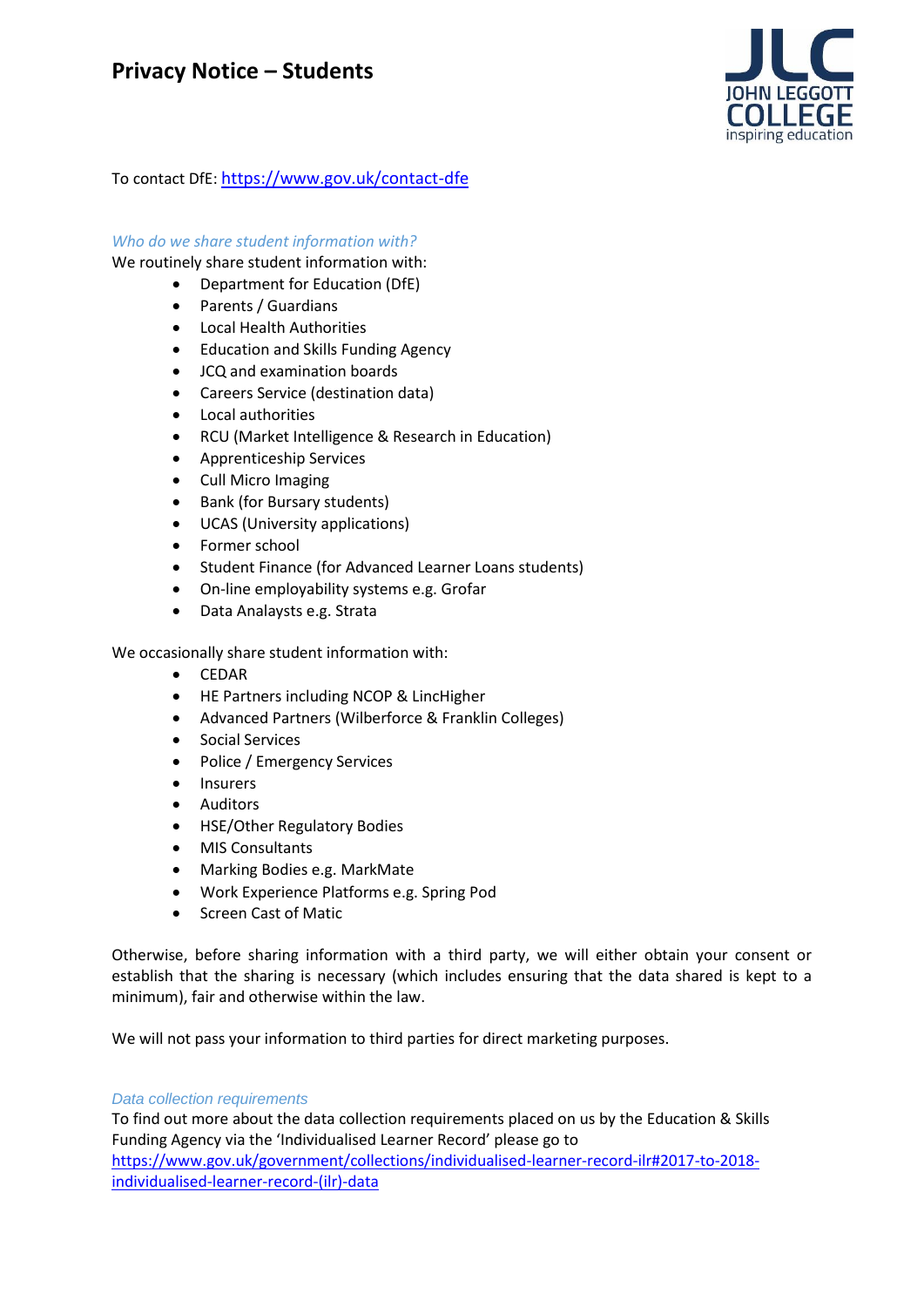To contact DfE: https://www.gov.uk/contact-dfe

### *Who do we share student information with?*

We routinely share student information with:

- Department for Education (DfE)
- Parents / Guardians
- Local Health Authorities
- Education and Skills Funding Agency
- JCQ and examination boards
- Careers Service (destination data)
- Local authorities
- RCU (Market Intelligence & Research in Education)
- Apprenticeship Services
- Cull Micro Imaging
- Bank (for Bursary students)
- UCAS (University applications)
- Former school
- Student Finance (for Advanced Learner Loans students)
- On-line employability systems e.g. Grofar
- Data Analaysts e.g. Strata

We occasionally share student information with:

- CEDAR
- HE Partners including NCOP & LincHigher
- Advanced Partners (Wilberforce & Franklin Colleges)
- Social Services
- Police / Emergency Services
- Insurers
- Auditors
- HSE/Other Regulatory Bodies
- MIS Consultants
- Marking Bodies e.g. MarkMate
- Work Experience Platforms e.g. Spring Pod
- Screen Cast of Matic

Otherwise, before sharing information with a third party, we will either obtain your consent or establish that the sharing is necessary (which includes ensuring that the data shared is kept to a minimum), fair and otherwise within the law.

We will not pass your information to third parties for direct marketing purposes.

### *Data collection requirements*

To find out more about the data collection requirements placed on us by the Education & Skills Funding Agency via the 'Individualised Learner Record' please go to https://www.gov.uk/government/collections/individualised-learner-record-ilr#2017-to-2018-individualised-learner-record-(ilr)-data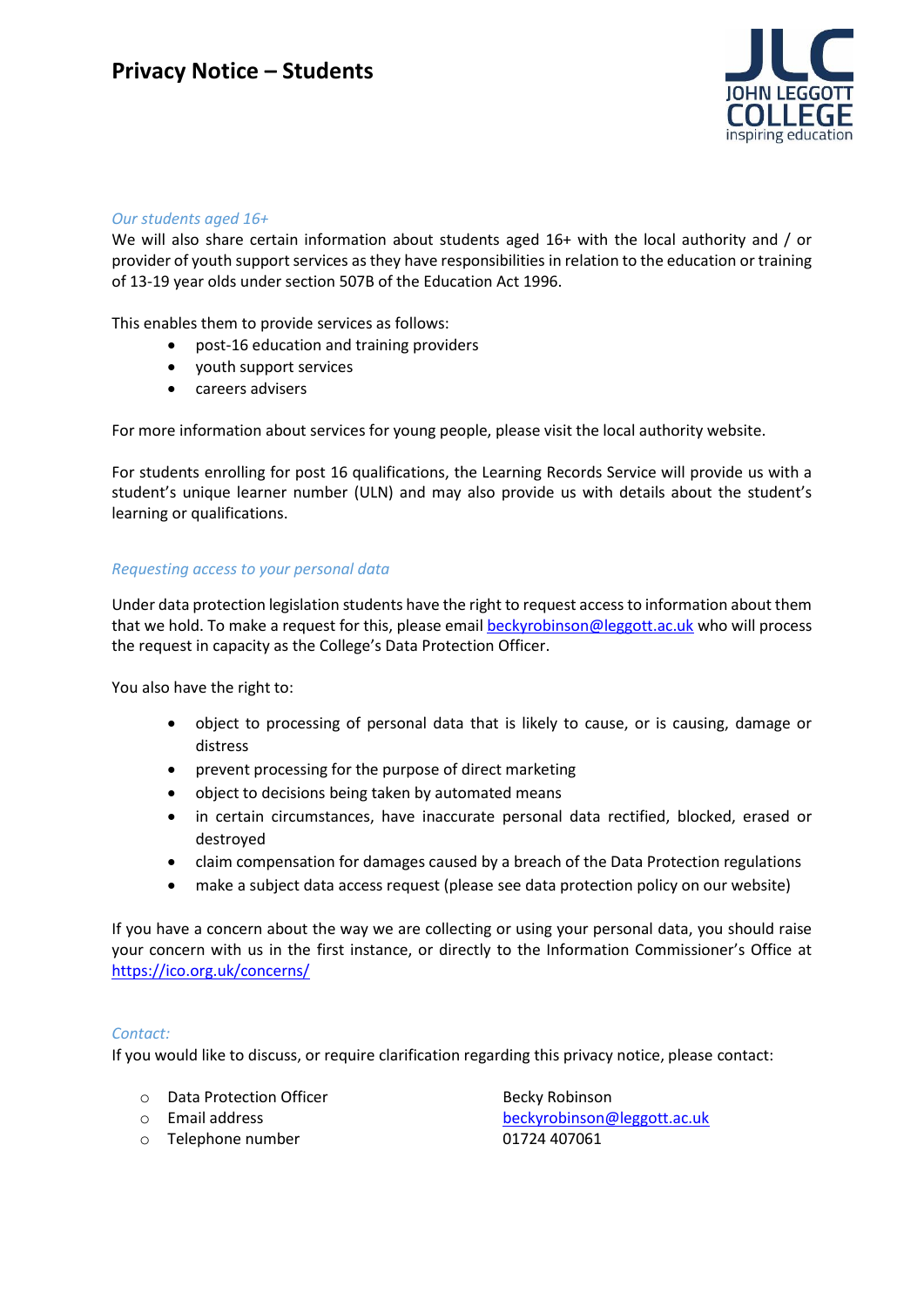*Our students aged 16+*

We will also share certain information about students aged 16+ with the local authority and / or provider of youth support services as they have responsibilities in relation to the education or training of 13-19 year olds under section 507B of the Education Act 1996.

This enables them to provide services as follows:

- post-16 education and training providers
- youth support services
- careers advisers

For more information about services for young people, please visit the local authority website.

For students enrolling for post 16 qualifications, the Learning Records Service will provide us with a student's unique learner number (ULN) and may also provide us with details about the student's learning or qualifications.

*Requesting access to your personal data*

Under data protection legislation students have the right to request access to information about them that we hold. To make a request for this, please email beckyrobinson@leggott.ac.uk who will process the request in capacity as the College's Data Protection Officer.

You also have the right to:

- object to processing of personal data that is likely to cause, or is causing, damage or distress
- prevent processing for the purpose of direct marketing
- object to decisions being taken by automated means
- in certain circumstances, have inaccurate personal data rectified, blocked, erased or destroyed
- claim compensation for damages caused by a breach of the Data Protection regulations
- make a subject data access request (please see data protection policy on our website)

If you have a concern about the way we are collecting or using your personal data, you should raise your concern with us in the first instance, or directly to the Information Commissioner's Office at https://ico.org.uk/concerns/

*Contact:*

If you would like to discuss, or require clarification regarding this privacy notice, please contact:

- Data Protection Officer — Becky Robinson
- Email address — beckyrobinson@leggott.ac.uk
- Telephone number — 01724 407061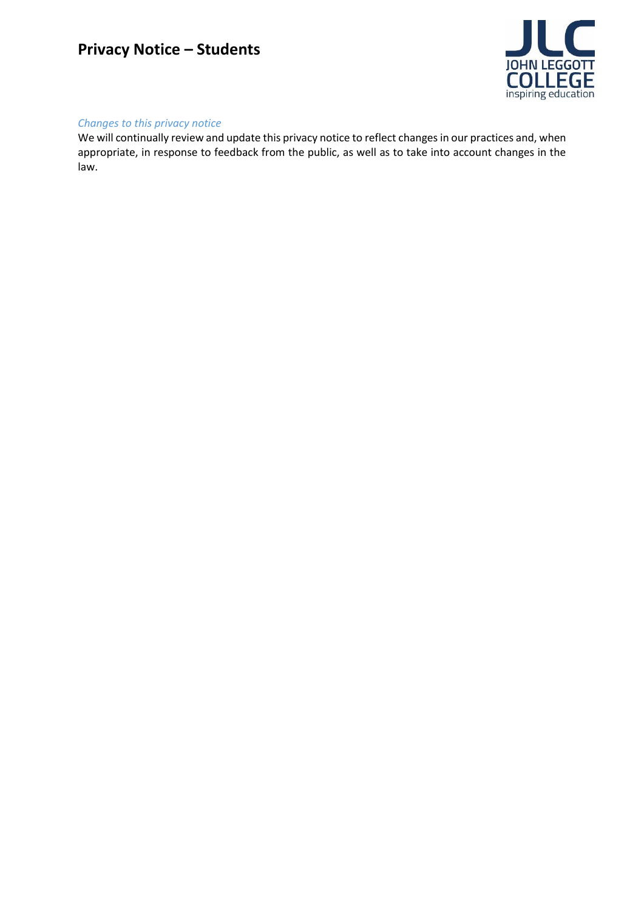*Changes to this privacy notice*

We will continually review and update this privacy notice to reflect changes in our practices and, when appropriate, in response to feedback from the public, as well as to take into account changes in the law.